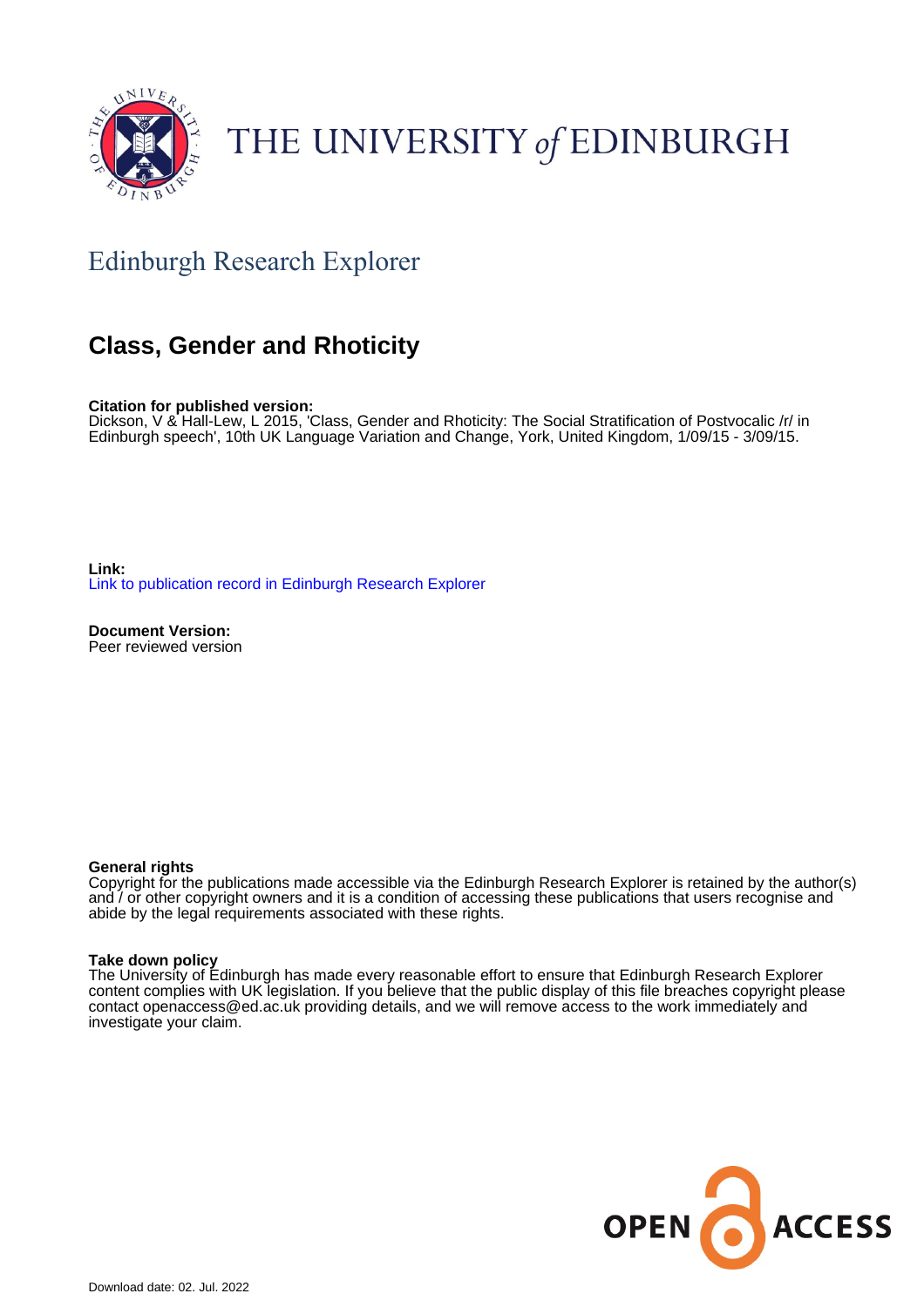THE UNIVERSITY *of* EDINBURGH

## Edinburgh Research Explorer

# Class, Gender and Rhoticity

**Citation for published version:**
Dickson, V & Hall-Lew, L 2015, 'Class, Gender and Rhoticity: The Social Stratification of Postvocalic /r/ in Edinburgh speech', 10th UK Language Variation and Change, York, United Kingdom, 1/09/15 - 3/09/15.

**Link:**
Link to publication record in Edinburgh Research Explorer

**Document Version:**
Peer reviewed version

**General rights**
Copyright for the publications made accessible via the Edinburgh Research Explorer is retained by the author(s) and / or other copyright owners and it is a condition of accessing these publications that users recognise and abide by the legal requirements associated with these rights.

**Take down policy**
The University of Edinburgh has made every reasonable effort to ensure that Edinburgh Research Explorer content complies with UK legislation. If you believe that the public display of this file breaches copyright please contact openaccess@ed.ac.uk providing details, and we will remove access to the work immediately and investigate your claim.

OPEN ACCESS

Download date: 02. Jul. 2022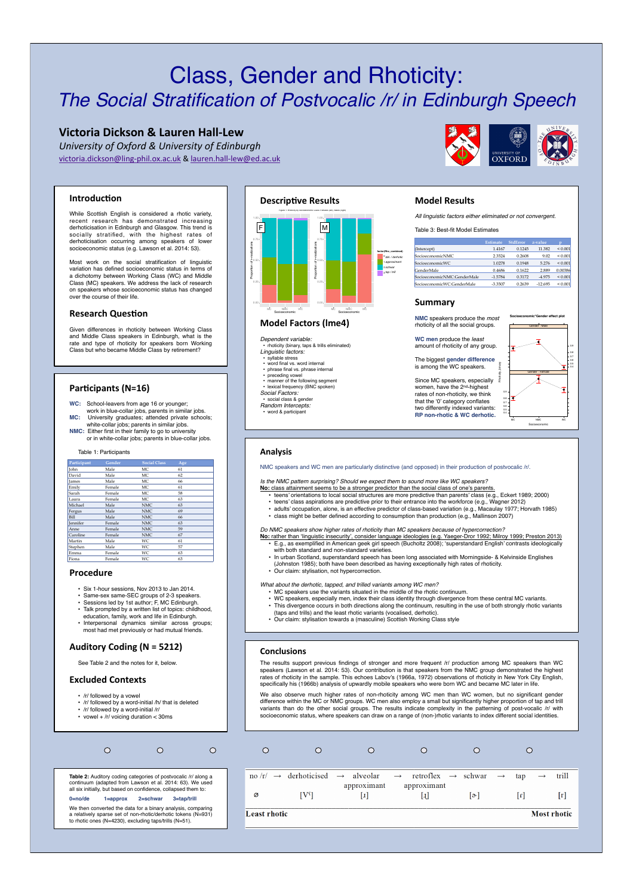# Class, Gender and Rhoticity:

# *The Social Stratification of Postvocalic /r/ in Edinburgh Speech*

## Victoria Dickson & Lauren Hall-Lew

*University of Oxford & University of Edinburgh*

victoria.dickson@ling-phil.ox.ac.uk & lauren.hall-lew@ed.ac.uk

## Introduction

While Scottish English is considered a rhotic variety, recent research has demonstrated increasing derhoticisation in Edinburgh and Glasgow. This trend is socially stratified, with the highest rates of derhoticisation occurring among speakers of lower socioeconomic status (e.g. Lawson et al. 2014: 53).

Most work on the social stratification of linguistic variation has defined socioeconomic status in terms of a dichotomy between Working Class (WC) and Middle Class (MC) speakers. We address the lack of research on speakers whose socioeconomic status has changed over the course of their life.

## Research Question

Given differences in rhoticity between Working Class and Middle Class speakers in Edinburgh, what is the rate and type of rhoticity for speakers born Working Class but who became Middle Class by retirement?

## Participants (N=16)

**WC:** School-leavers from age 16 or younger; work in blue-collar jobs, parents in similar jobs.
**MC:** University graduates; attended private schools; white-collar jobs; parents in similar jobs.
**NMC:** Either first in their family to go to university or in white-collar jobs; parents in blue-collar jobs.

Table 1: Participants

| Participant | Gender | Social Class | Age |
|---|---|---|---|
| John | Male | MC | 61 |
| David | Male | MC | 62 |
| James | Male | MC | 66 |
| Emily | Female | MC | 61 |
| Sarah | Female | MC | 58 |
| Laura | Female | MC | 63 |
| Michael | Male | NMC | 63 |
| Fergus | Male | NMC | 69 |
| Bill | Male | NMC | 66 |
| Jennifer | Female | NMC | 63 |
| Anne | Female | NMC | 59 |
| Caroline | Female | NMC | 67 |
| Martin | Male | WC | 61 |
| Stephen | Male | WC | 57 |
| Emma | Female | WC | 63 |
| Fiona | Female | WC | 63 |

## Procedure

- Six 1-hour sessions, Nov 2013 to Jan 2014.
- Same-sex same-SEC groups of 2-3 speakers.
- Sessions led by 1st author; F, MC Edinburgh.
- Talk prompted by a written list of topics: childhood, education, family, work and life in Edinburgh.
- Interpersonal dynamics similar across groups; most had met previously or had mutual friends.

## Auditory Coding (N = 5212)

See Table 2 and the notes for it, below.

## Excluded Contexts

- /r/ followed by a vowel
- /r/ followed by a word-initial /h/ that is deleted
- /r/ followed by a word-initial /r/
- vowel + /r/ voicing duration < 30ms

## Descriptive Results

Figure 1: Rhoticity by Socioeconomic Level, Females (left), Males (right)

F
M
Proportion of r-realisations
0.00
0.25
0.50
0.75
1.00
MC NMC WC
Socioeconomic
factor(Rho_combined)
0 zeri / derhotic
1 approximant
2 schwar
3 tap / trill

## Model Factors (lme4)

*Dependent variable:*
- rhoticity (binary, taps & trills eliminated)

*Linguistic factors:*
- syllable stress
- word final vs. word internal
- phrase final vs. phrase internal
- preceding vowel
- manner of the following segment
- lexical frequency (BNC spoken)

*Social Factors:*
- social class & gender

*Random Intercepts:*
- word & participant

## Model Results

*All linguistic factors either eliminated or not convergent.*

Table 3: Best-fit Model Estimates

| | Estimate | StdError | z-value | p |
|---|---|---|---|---|
| (Intercept) | 1.4167 | 0.1245 | 11.382 | < 0.001 |
| SocioeconomicNMC | 2.3524 | 0.2608 | 9.02 | < 0.001 |
| SocioeconomicWC | 1.0278 | 0.1948 | 5.276 | < 0.001 |
| GenderMale | 0.4686 | 0.1622 | 2.889 | 0.00386 |
| SocioeconomicNMC:GenderMale | -1.5784 | 0.3172 | -4.975 | < 0.001 |
| SocioeconomicWC:GenderMale | -3.3507 | 0.2639 | -12.695 | < 0.001 |

## Summary

**NMC** speakers produce the *most* rhoticity of all the social groups.

**WC men** produce the *least* amount of rhoticity of any group.

The biggest **gender difference** is among the WC speakers.

Since MC speakers, especially women, have the 2nd-highest rates of non-rhoticity, we think that the '0' category conflates two differently indexed variants: **RP non-rhotic & WC derhotic.**

Socioeconomic*Gender effect plot

Gender : Male
Gender : Female
Rhoticity (binary)
MC NMC WC
Socioeconomic

## Analysis

NMC speakers and WC men are particularly distinctive (and opposed) in their production of postvocalic /r/.

*Is the NMC pattern surprising? Should we expect them to sound more like WC speakers?*
**No:** class attainment seems to be a stronger predictor than the social class of one's parents.
- teens' orientations to local social structures are more predictive than parents' class (e.g., Eckert 1989; 2000)
- teens' class aspirations are predictive prior to their entrance into the workforce (e.g., Wagner 2012)
- adults' occupation, alone, is an effective predictor of class-based variation (e.g., Macaulay 1977; Horvath 1985)
- class might be better defined according to consumption than production (e.g., Mallinson 2007)

*Do NMC speakers show higher rates of rhoticity than MC speakers because of hypercorrection?*
**No:** rather than 'linguistic insecurity', consider language ideologies (e.g. Yaeger-Dror 1992; Milroy 1999; Preston 2013)
- E.g., as exemplified in American geek girl speech (Bucholtz 2008); 'superstandard English' contrasts ideologically with both standard and non-standard varieties.
- In urban Scotland, superstandard speech has been long associated with Morningside- & Kelvinside Englishes (Johnston 1985); both have been described as having exceptionally high rates of rhoticity.
- Our claim: stylisation, not hypercorrection.

*What about the derhotic, tapped, and trilled variants among WC men?*
- MC speakers use the variants situated in the middle of the rhotic continuum.
- WC speakers, especially men, index their class identity through divergence from these central MC variants.
- This divergence occurs in both directions along the continuum, resulting in the use of both strongly rhotic variants (taps and trills) and the least rhotic variants (vocalised, derhotic).
- Our claim: stylisation towards a (masculine) Scottish Working Class style

## Conclusions

The results support previous findings of stronger and more frequent /r/ production among MC speakers than WC speakers (Lawson et al. 2014: 53). Our contribution is that speakers from the NMC group demonstrated the highest rates of rhoticity in the sample. This echoes Labov's (1966a, 1972) observations of rhoticity in New York City English, specifically his (1966b) analysis of upwardly mobile speakers who were born WC and became MC later in life.

We also observe much higher rates of non-rhoticity among WC men than WC women, but no significant gender difference within the MC or NMC groups. WC men also employ a significantly higher proportion of tap and trill variants than do the other social groups. The results indicate complexity in the patterning of post-vocalic /r/ with socioeconomic status, where speakers can draw on a range of (non-)rhotic variants to index different social identities.

**Table 2:** Auditory coding categories of postvocalic /r/ along a continuum (adapted from Lawson et al. 2014: 63). We used a six initially, but based on confidence, collapsed them to:

**0=no/de** **1=approx** **2=schwar** **3=tap/trill**

We then converted the data for a binary analysis, comparing a relatively sparse set of non-rhotic/derhotic tokens (N=931) to rhotic ones (N=4230), excluding taps/trills (N=51).

| no /r/ | → | derhoticised | → | alveolar approximant | → | retroflex approximant | → | schwar | → | tap | → | trill |
|---|---|---|---|---|---|---|---|---|---|---|---|---|
| ∅ | | [Vˤ] | | [ɹ] | | [ɻ] | | [ɚ] | | [ɾ] | | [r] |

**Least rhotic** **Most rhotic**